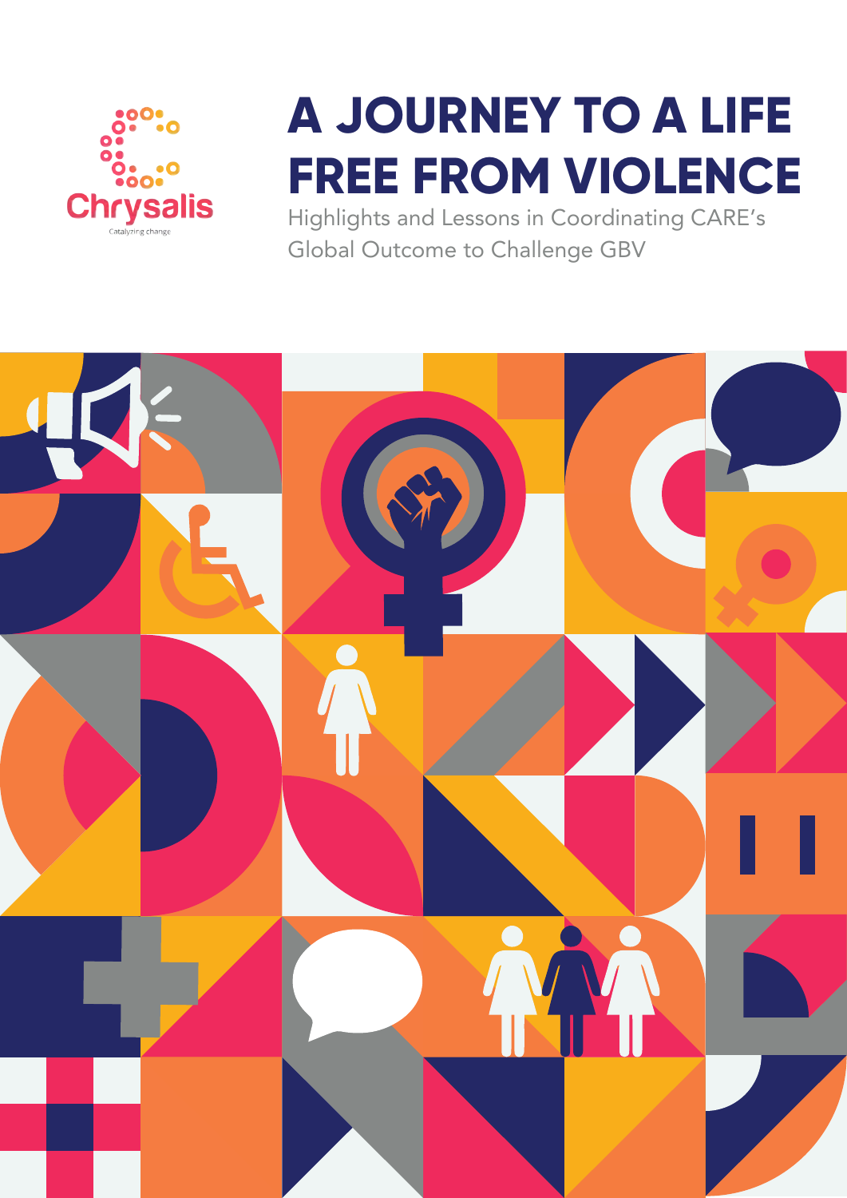Chrysalis

Catalyzing change

# A JOURNEY TO A LIFE FREE FROM VIOLENCE

Highlights and Lessons in Coordinating CARE's Global Outcome to Challenge GBV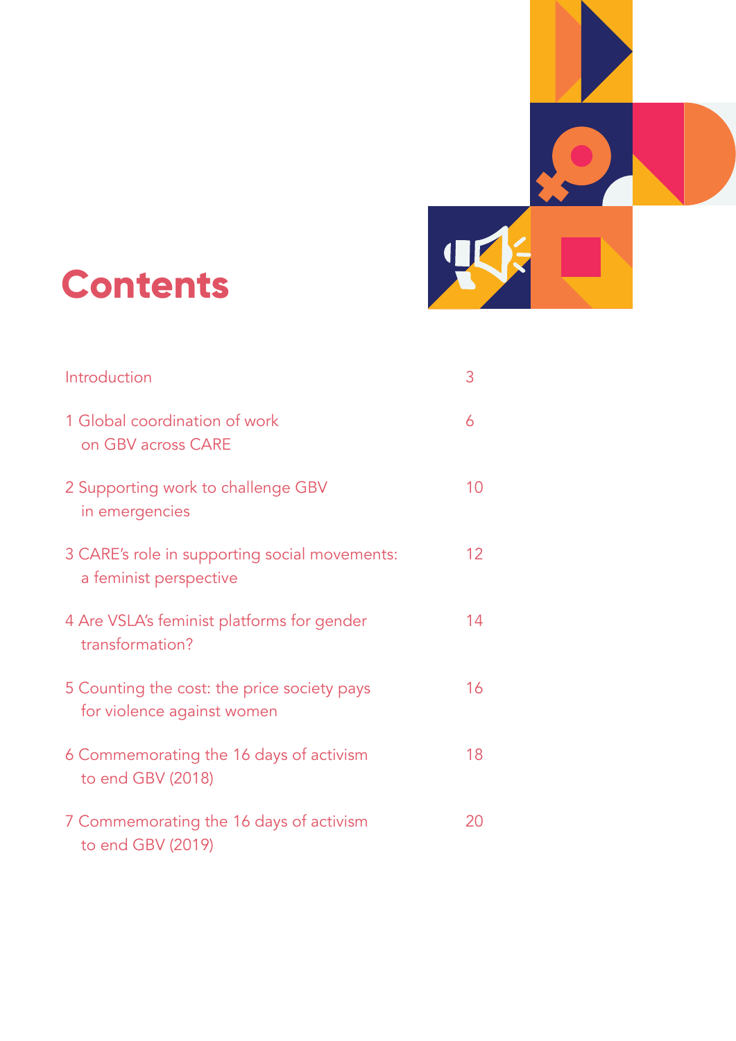# Contents

| | |
|---|---|
| Introduction | 3 |
| 1 Global coordination of work on GBV across CARE | 6 |
| 2 Supporting work to challenge GBV in emergencies | 10 |
| 3 CARE's role in supporting social movements: a feminist perspective | 12 |
| 4 Are VSLA's feminist platforms for gender transformation? | 14 |
| 5 Counting the cost: the price society pays for violence against women | 16 |
| 6 Commemorating the 16 days of activism to end GBV (2018) | 18 |
| 7 Commemorating the 16 days of activism to end GBV (2019) | 20 |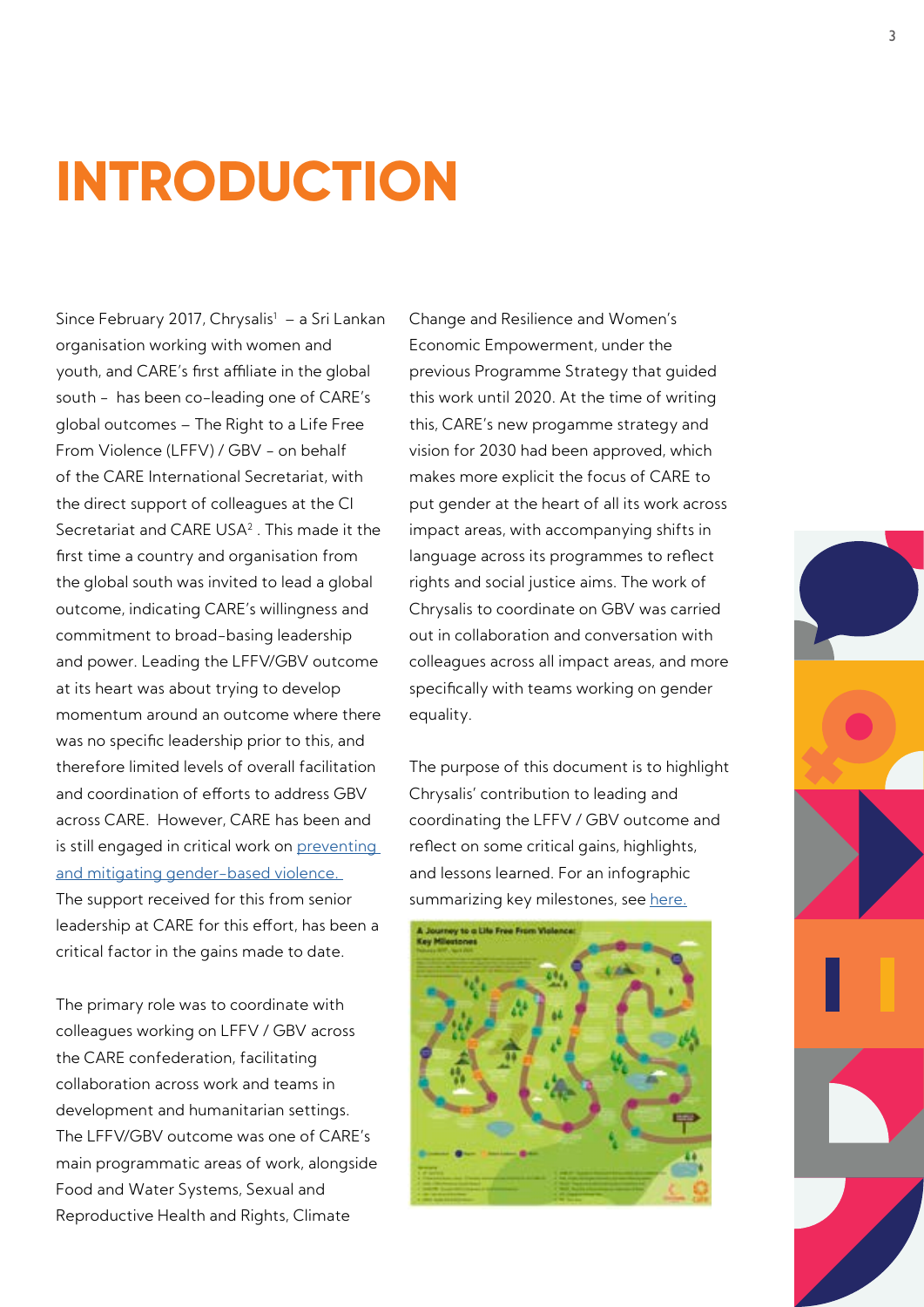# INTRODUCTION

Since February 2017, Chrysalis[1] – a Sri Lankan organisation working with women and youth, and CARE's first affiliate in the global south – has been co-leading one of CARE's global outcomes – The Right to a Life Free From Violence (LFFV) / GBV – on behalf of the CARE International Secretariat, with the direct support of colleagues at the CI Secretariat and CARE USA[2] . This made it the first time a country and organisation from the global south was invited to lead a global outcome, indicating CARE's willingness and commitment to broad-basing leadership and power. Leading the LFFV/GBV outcome at its heart was about trying to develop momentum around an outcome where there was no specific leadership prior to this, and therefore limited levels of overall facilitation and coordination of efforts to address GBV across CARE. However, CARE has been and is still engaged in critical work on [preventing and mitigating gender-based violence.](#) The support received for this from senior leadership at CARE for this effort, has been a critical factor in the gains made to date.

The primary role was to coordinate with colleagues working on LFFV / GBV across the CARE confederation, facilitating collaboration across work and teams in development and humanitarian settings. The LFFV/GBV outcome was one of CARE's main programmatic areas of work, alongside Food and Water Systems, Sexual and Reproductive Health and Rights, Climate Change and Resilience and Women's Economic Empowerment, under the previous Programme Strategy that guided this work until 2020. At the time of writing this, CARE's new progamme strategy and vision for 2030 had been approved, which makes more explicit the focus of CARE to put gender at the heart of all its work across impact areas, with accompanying shifts in language across its programmes to reflect rights and social justice aims. The work of Chrysalis to coordinate on GBV was carried out in collaboration and conversation with colleagues across all impact areas, and more specifically with teams working on gender equality.

The purpose of this document is to highlight Chrysalis' contribution to leading and coordinating the LFFV / GBV outcome and reflect on some critical gains, highlights, and lessons learned. For an infographic summarizing key milestones, see [here.](#)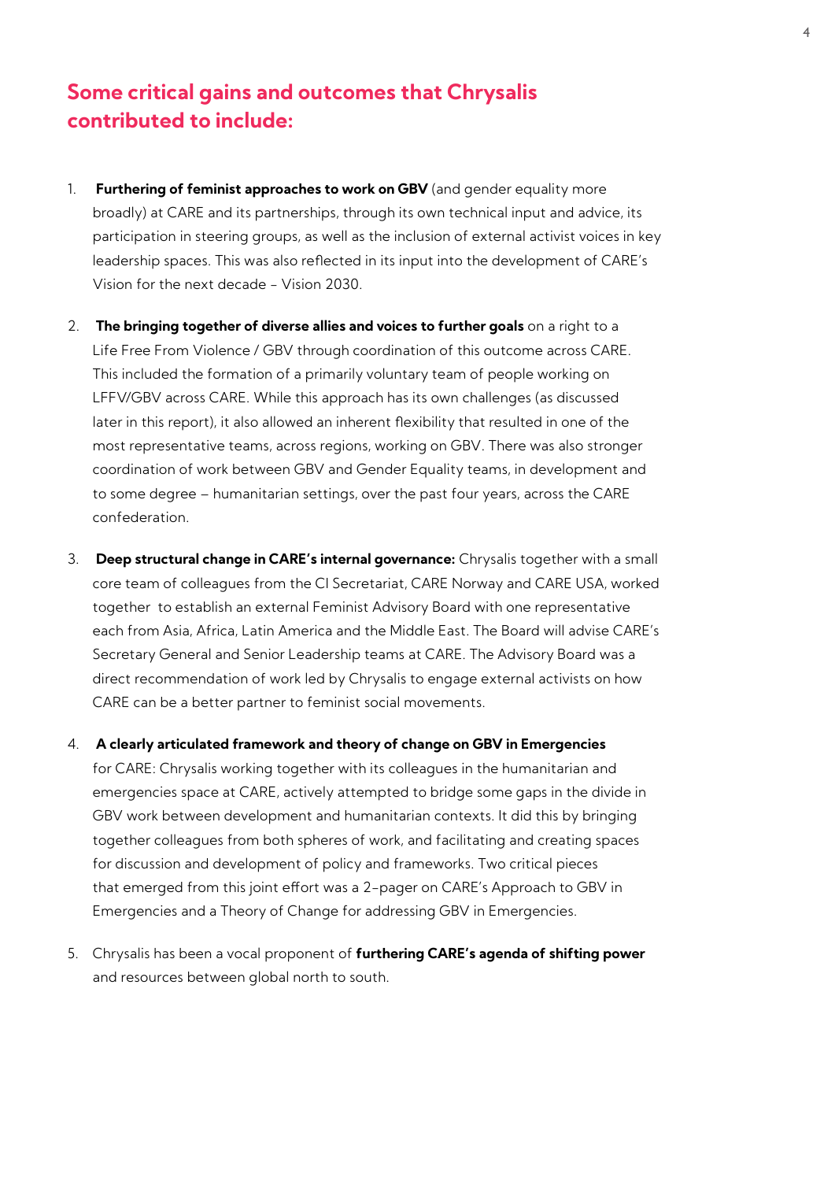## Some critical gains and outcomes that Chrysalis contributed to include:

1. **Furthering of feminist approaches to work on GBV** (and gender equality more broadly) at CARE and its partnerships, through its own technical input and advice, its participation in steering groups, as well as the inclusion of external activist voices in key leadership spaces. This was also reflected in its input into the development of CARE's Vision for the next decade - Vision 2030.

2. **The bringing together of diverse allies and voices to further goals** on a right to a Life Free From Violence / GBV through coordination of this outcome across CARE. This included the formation of a primarily voluntary team of people working on LFFV/GBV across CARE. While this approach has its own challenges (as discussed later in this report), it also allowed an inherent flexibility that resulted in one of the most representative teams, across regions, working on GBV. There was also stronger coordination of work between GBV and Gender Equality teams, in development and to some degree – humanitarian settings, over the past four years, across the CARE confederation.

3. **Deep structural change in CARE's internal governance:** Chrysalis together with a small core team of colleagues from the CI Secretariat, CARE Norway and CARE USA, worked together to establish an external Feminist Advisory Board with one representative each from Asia, Africa, Latin America and the Middle East. The Board will advise CARE's Secretary General and Senior Leadership teams at CARE. The Advisory Board was a direct recommendation of work led by Chrysalis to engage external activists on how CARE can be a better partner to feminist social movements.

4. **A clearly articulated framework and theory of change on GBV in Emergencies** for CARE: Chrysalis working together with its colleagues in the humanitarian and emergencies space at CARE, actively attempted to bridge some gaps in the divide in GBV work between development and humanitarian contexts. It did this by bringing together colleagues from both spheres of work, and facilitating and creating spaces for discussion and development of policy and frameworks. Two critical pieces that emerged from this joint effort was a 2-pager on CARE's Approach to GBV in Emergencies and a Theory of Change for addressing GBV in Emergencies.

5. Chrysalis has been a vocal proponent of **furthering CARE's agenda of shifting power** and resources between global north to south.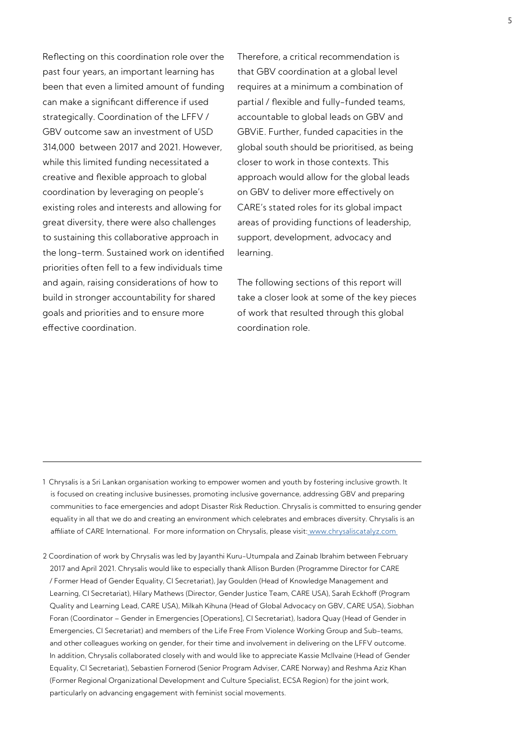Reflecting on this coordination role over the past four years, an important learning has been that even a limited amount of funding can make a significant difference if used strategically. Coordination of the LFFV / GBV outcome saw an investment of USD 314,000 between 2017 and 2021. However, while this limited funding necessitated a creative and flexible approach to global coordination by leveraging on people's existing roles and interests and allowing for great diversity, there were also challenges to sustaining this collaborative approach in the long-term. Sustained work on identified priorities often fell to a few individuals time and again, raising considerations of how to build in stronger accountability for shared goals and priorities and to ensure more effective coordination.

Therefore, a critical recommendation is that GBV coordination at a global level requires at a minimum a combination of partial / flexible and fully-funded teams, accountable to global leads on GBV and GBViE. Further, funded capacities in the global south should be prioritised, as being closer to work in those contexts. This approach would allow for the global leads on GBV to deliver more effectively on CARE's stated roles for its global impact areas of providing functions of leadership, support, development, advocacy and learning.

The following sections of this report will take a closer look at some of the key pieces of work that resulted through this global coordination role.

---

1 Chrysalis is a Sri Lankan organisation working to empower women and youth by fostering inclusive growth. It is focused on creating inclusive businesses, promoting inclusive governance, addressing GBV and preparing communities to face emergencies and adopt Disaster Risk Reduction. Chrysalis is committed to ensuring gender equality in all that we do and creating an environment which celebrates and embraces diversity. Chrysalis is an affiliate of CARE International. For more information on Chrysalis, please visit: [www.chrysaliscatalyz.com](http://www.chrysaliscatalyz.com)

2 Coordination of work by Chrysalis was led by Jayanthi Kuru-Utumpala and Zainab Ibrahim between February 2017 and April 2021. Chrysalis would like to especially thank Allison Burden (Programme Director for CARE / Former Head of Gender Equality, CI Secretariat), Jay Goulden (Head of Knowledge Management and Learning, CI Secretariat), Hilary Mathews (Director, Gender Justice Team, CARE USA), Sarah Eckhoff (Program Quality and Learning Lead, CARE USA), Milkah Kihuna (Head of Global Advocacy on GBV, CARE USA), Siobhan Foran (Coordinator – Gender in Emergencies [Operations], CI Secretariat), Isadora Quay (Head of Gender in Emergencies, CI Secretariat) and members of the Life Free From Violence Working Group and Sub-teams, and other colleagues working on gender, for their time and involvement in delivering on the LFFV outcome. In addition, Chrysalis collaborated closely with and would like to appreciate Kassie McIlvaine (Head of Gender Equality, CI Secretariat), Sebastien Fornerod (Senior Program Adviser, CARE Norway) and Reshma Aziz Khan (Former Regional Organizational Development and Culture Specialist, ECSA Region) for the joint work, particularly on advancing engagement with feminist social movements.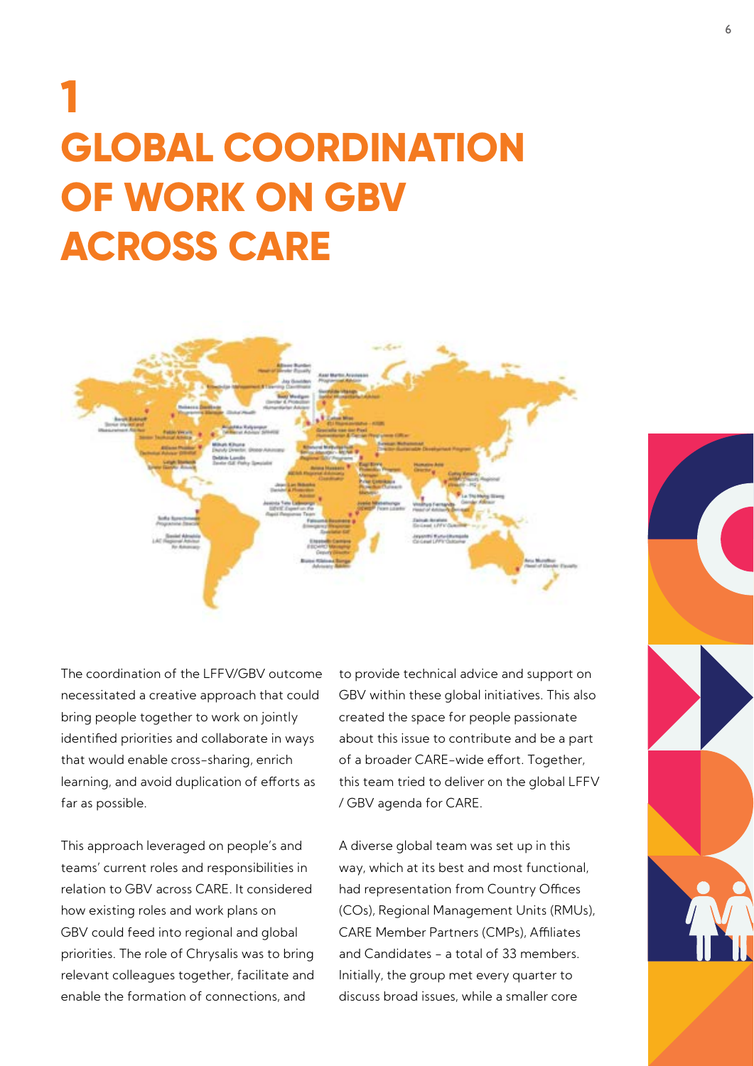# 1 GLOBAL COORDINATION OF WORK ON GBV ACROSS CARE

The coordination of the LFFV/GBV outcome necessitated a creative approach that could bring people together to work on jointly identified priorities and collaborate in ways that would enable cross-sharing, enrich learning, and avoid duplication of efforts as far as possible.

This approach leveraged on people's and teams' current roles and responsibilities in relation to GBV across CARE. It considered how existing roles and work plans on GBV could feed into regional and global priorities. The role of Chrysalis was to bring relevant colleagues together, facilitate and enable the formation of connections, and to provide technical advice and support on GBV within these global initiatives. This also created the space for people passionate about this issue to contribute and be a part of a broader CARE-wide effort. Together, this team tried to deliver on the global LFFV / GBV agenda for CARE.

A diverse global team was set up in this way, which at its best and most functional, had representation from Country Offices (COs), Regional Management Units (RMUs), CARE Member Partners (CMPs), Affiliates and Candidates – a total of 33 members. Initially, the group met every quarter to discuss broad issues, while a smaller core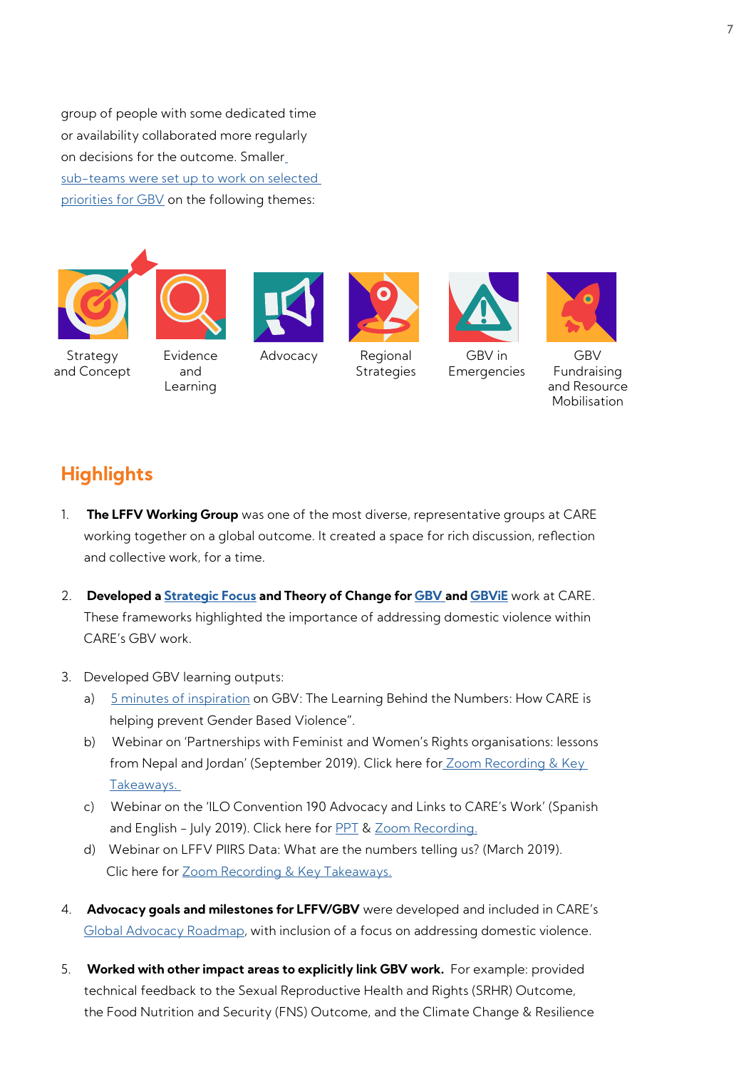group of people with some dedicated time or availability collaborated more regularly on decisions for the outcome. Smaller sub-teams were set up to work on selected priorities for GBV on the following themes:

Strategy and Concept

Evidence and Learning

Advocacy

Regional Strategies

GBV in Emergencies

GBV Fundraising and Resource Mobilisation

## Highlights

1. **The LFFV Working Group** was one of the most diverse, representative groups at CARE working together on a global outcome. It created a space for rich discussion, reflection and collective work, for a time.

2. **Developed a Strategic Focus and Theory of Change for GBV and GBViE** work at CARE. These frameworks highlighted the importance of addressing domestic violence within CARE's GBV work.

3. Developed GBV learning outputs:
   a) 5 minutes of inspiration on GBV: The Learning Behind the Numbers: How CARE is helping prevent Gender Based Violence".
   b) Webinar on 'Partnerships with Feminist and Women's Rights organisations: lessons from Nepal and Jordan' (September 2019). Click here for Zoom Recording & Key Takeaways.
   c) Webinar on the 'ILO Convention 190 Advocacy and Links to CARE's Work' (Spanish and English – July 2019). Click here for PPT & Zoom Recording.
   d) Webinar on LFFV PIIRS Data: What are the numbers telling us? (March 2019). Clic here for Zoom Recording & Key Takeaways.

4. **Advocacy goals and milestones for LFFV/GBV** were developed and included in CARE's Global Advocacy Roadmap, with inclusion of a focus on addressing domestic violence.

5. **Worked with other impact areas to explicitly link GBV work.** For example: provided technical feedback to the Sexual Reproductive Health and Rights (SRHR) Outcome, the Food Nutrition and Security (FNS) Outcome, and the Climate Change & Resilience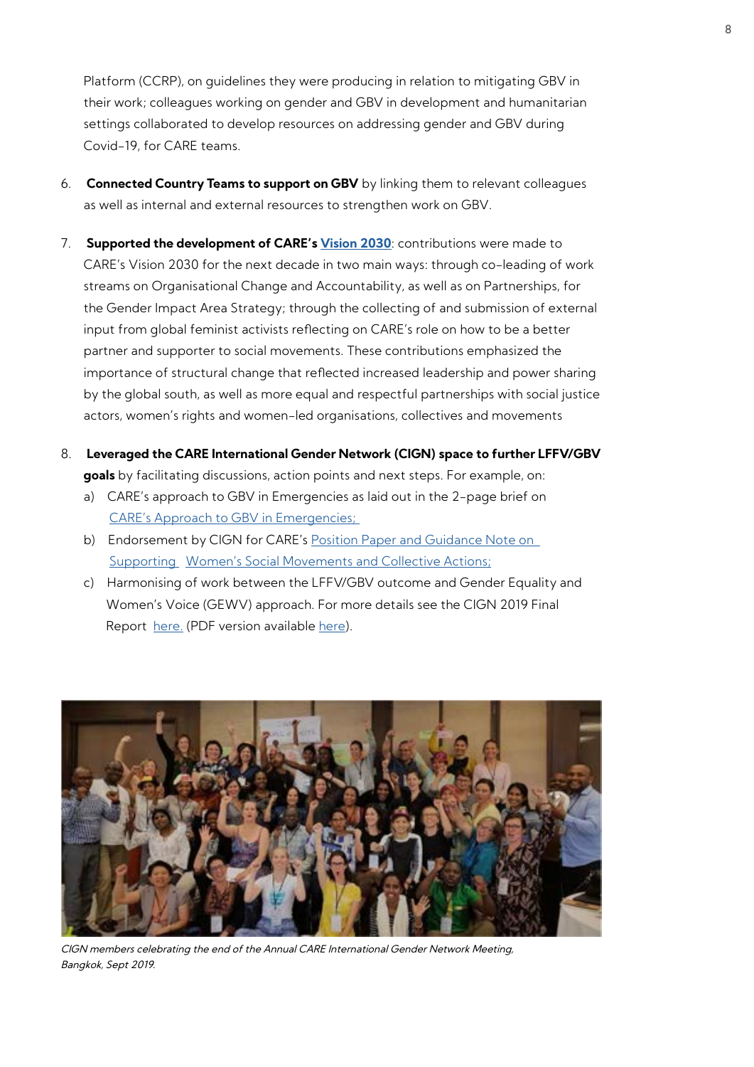Platform (CCRP), on guidelines they were producing in relation to mitigating GBV in their work; colleagues working on gender and GBV in development and humanitarian settings collaborated to develop resources on addressing gender and GBV during Covid-19, for CARE teams.

6. **Connected Country Teams to support on GBV** by linking them to relevant colleagues as well as internal and external resources to strengthen work on GBV.

7. **Supported the development of CARE's [Vision 2030](#)**: contributions were made to CARE's Vision 2030 for the next decade in two main ways: through co-leading of work streams on Organisational Change and Accountability, as well as on Partnerships, for the Gender Impact Area Strategy; through the collecting of and submission of external input from global feminist activists reflecting on CARE's role on how to be a better partner and supporter to social movements. These contributions emphasized the importance of structural change that reflected increased leadership and power sharing by the global south, as well as more equal and respectful partnerships with social justice actors, women's rights and women-led organisations, collectives and movements

8. **Leveraged the CARE International Gender Network (CIGN) space to further LFFV/GBV goals** by facilitating discussions, action points and next steps. For example, on:
   a) CARE's approach to GBV in Emergencies as laid out in the 2-page brief on [CARE's Approach to GBV in Emergencies;](#)
   b) Endorsement by CIGN for CARE's [Position Paper and Guidance Note on Supporting Women's Social Movements and Collective Actions;](#)
   c) Harmonising of work between the LFFV/GBV outcome and Gender Equality and Women's Voice (GEWV) approach. For more details see the CIGN 2019 Final Report [here.](#) (PDF version available [here](#)).

*CIGN members celebrating the end of the Annual CARE International Gender Network Meeting, Bangkok, Sept 2019.*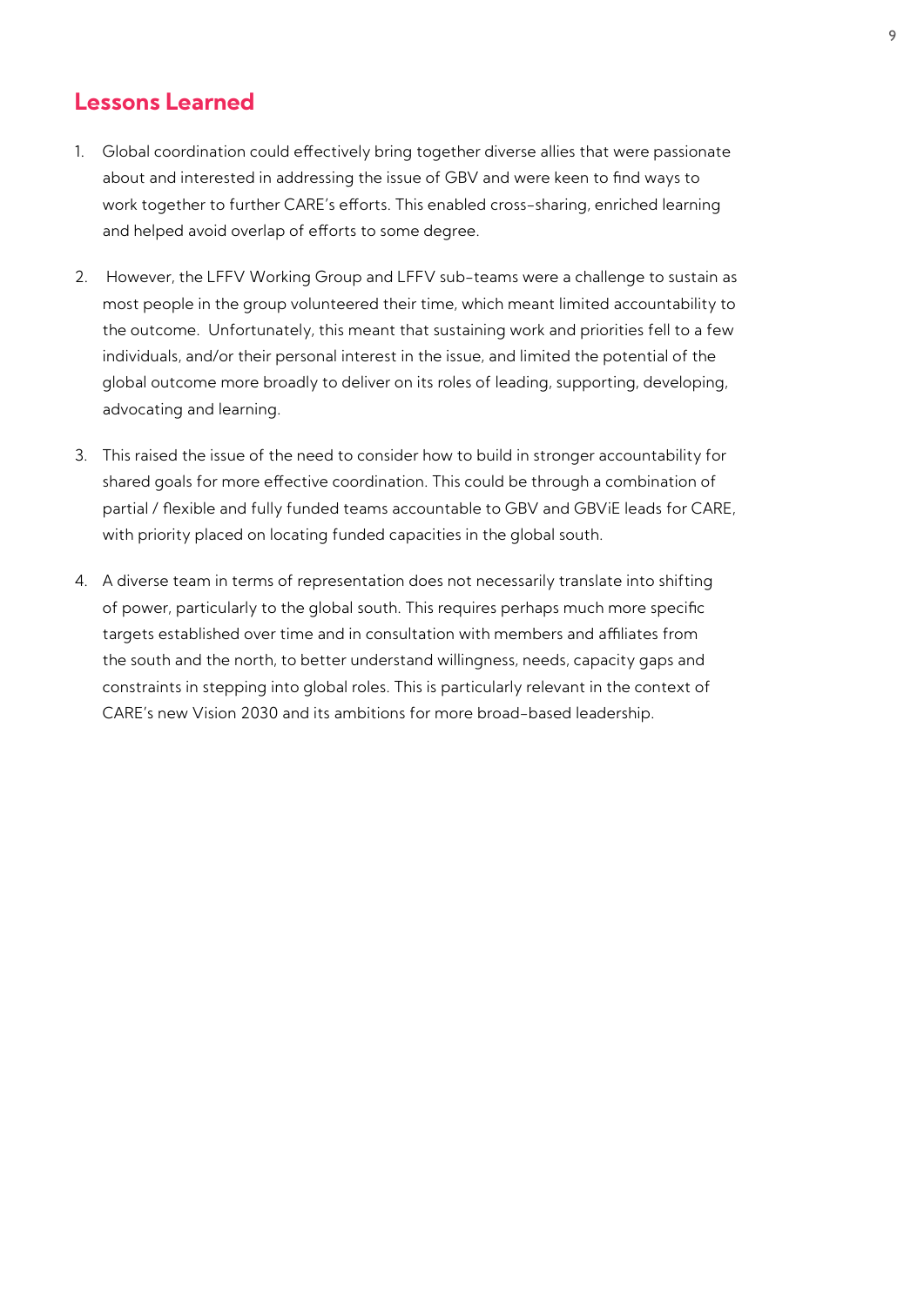## Lessons Learned

1. Global coordination could effectively bring together diverse allies that were passionate about and interested in addressing the issue of GBV and were keen to find ways to work together to further CARE's efforts. This enabled cross-sharing, enriched learning and helped avoid overlap of efforts to some degree.

2. However, the LFFV Working Group and LFFV sub-teams were a challenge to sustain as most people in the group volunteered their time, which meant limited accountability to the outcome. Unfortunately, this meant that sustaining work and priorities fell to a few individuals, and/or their personal interest in the issue, and limited the potential of the global outcome more broadly to deliver on its roles of leading, supporting, developing, advocating and learning.

3. This raised the issue of the need to consider how to build in stronger accountability for shared goals for more effective coordination. This could be through a combination of partial / flexible and fully funded teams accountable to GBV and GBViE leads for CARE, with priority placed on locating funded capacities in the global south.

4. A diverse team in terms of representation does not necessarily translate into shifting of power, particularly to the global south. This requires perhaps much more specific targets established over time and in consultation with members and affiliates from the south and the north, to better understand willingness, needs, capacity gaps and constraints in stepping into global roles. This is particularly relevant in the context of CARE's new Vision 2030 and its ambitions for more broad-based leadership.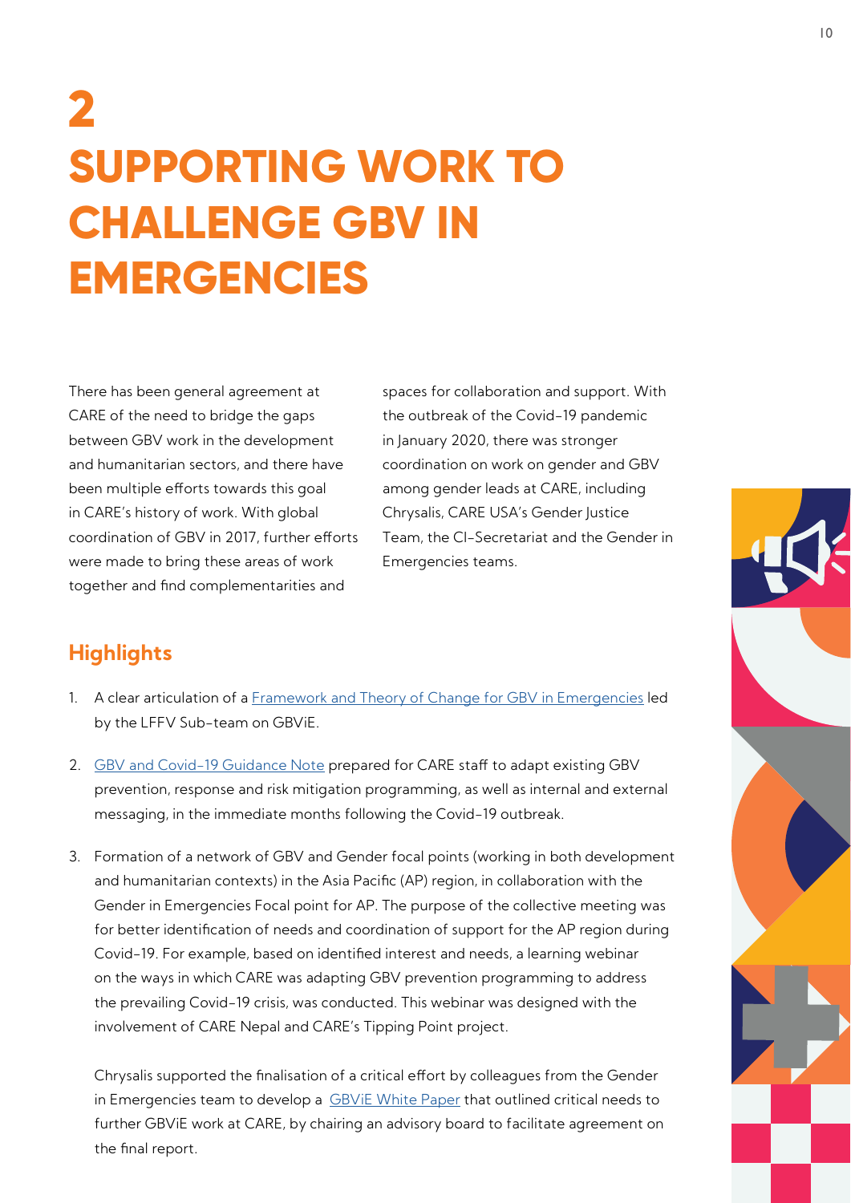# 2 SUPPORTING WORK TO CHALLENGE GBV IN EMERGENCIES

There has been general agreement at CARE of the need to bridge the gaps between GBV work in the development and humanitarian sectors, and there have been multiple efforts towards this goal in CARE's history of work. With global coordination of GBV in 2017, further efforts were made to bring these areas of work together and find complementarities and spaces for collaboration and support. With the outbreak of the Covid-19 pandemic in January 2020, there was stronger coordination on work on gender and GBV among gender leads at CARE, including Chrysalis, CARE USA's Gender Justice Team, the CI-Secretariat and the Gender in Emergencies teams.

## Highlights

1. A clear articulation of a Framework and Theory of Change for GBV in Emergencies led by the LFFV Sub-team on GBViE.

2. GBV and Covid-19 Guidance Note prepared for CARE staff to adapt existing GBV prevention, response and risk mitigation programming, as well as internal and external messaging, in the immediate months following the Covid-19 outbreak.

3. Formation of a network of GBV and Gender focal points (working in both development and humanitarian contexts) in the Asia Pacific (AP) region, in collaboration with the Gender in Emergencies Focal point for AP. The purpose of the collective meeting was for better identification of needs and coordination of support for the AP region during Covid-19. For example, based on identified interest and needs, a learning webinar on the ways in which CARE was adapting GBV prevention programming to address the prevailing Covid-19 crisis, was conducted. This webinar was designed with the involvement of CARE Nepal and CARE's Tipping Point project.

   Chrysalis supported the finalisation of a critical effort by colleagues from the Gender in Emergencies team to develop a GBViE White Paper that outlined critical needs to further GBViE work at CARE, by chairing an advisory board to facilitate agreement on the final report.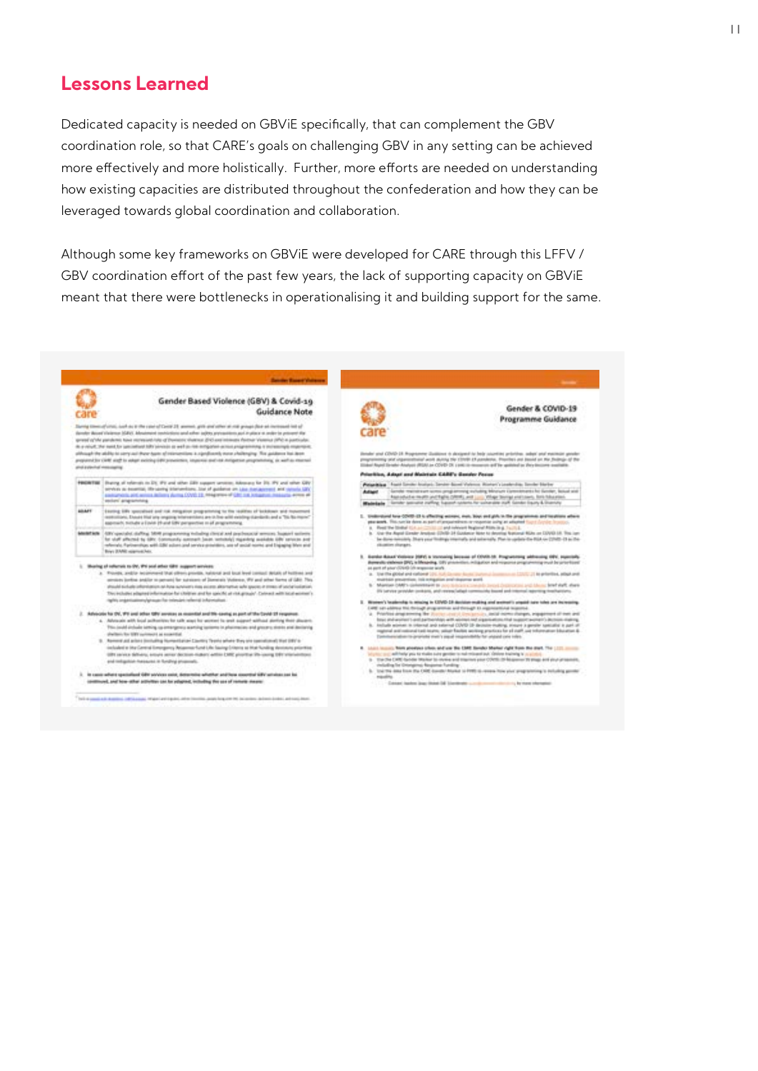## Lessons Learned

Dedicated capacity is needed on GBViE specifically, that can complement the GBV coordination role, so that CARE's goals on challenging GBV in any setting can be achieved more effectively and more holistically. Further, more efforts are needed on understanding how existing capacities are distributed throughout the confederation and how they can be leveraged towards global coordination and collaboration.

Although some key frameworks on GBViE were developed for CARE through this LFFV / GBV coordination effort of the past few years, the lack of supporting capacity on GBViE meant that there were bottlenecks in operationalising it and building support for the same.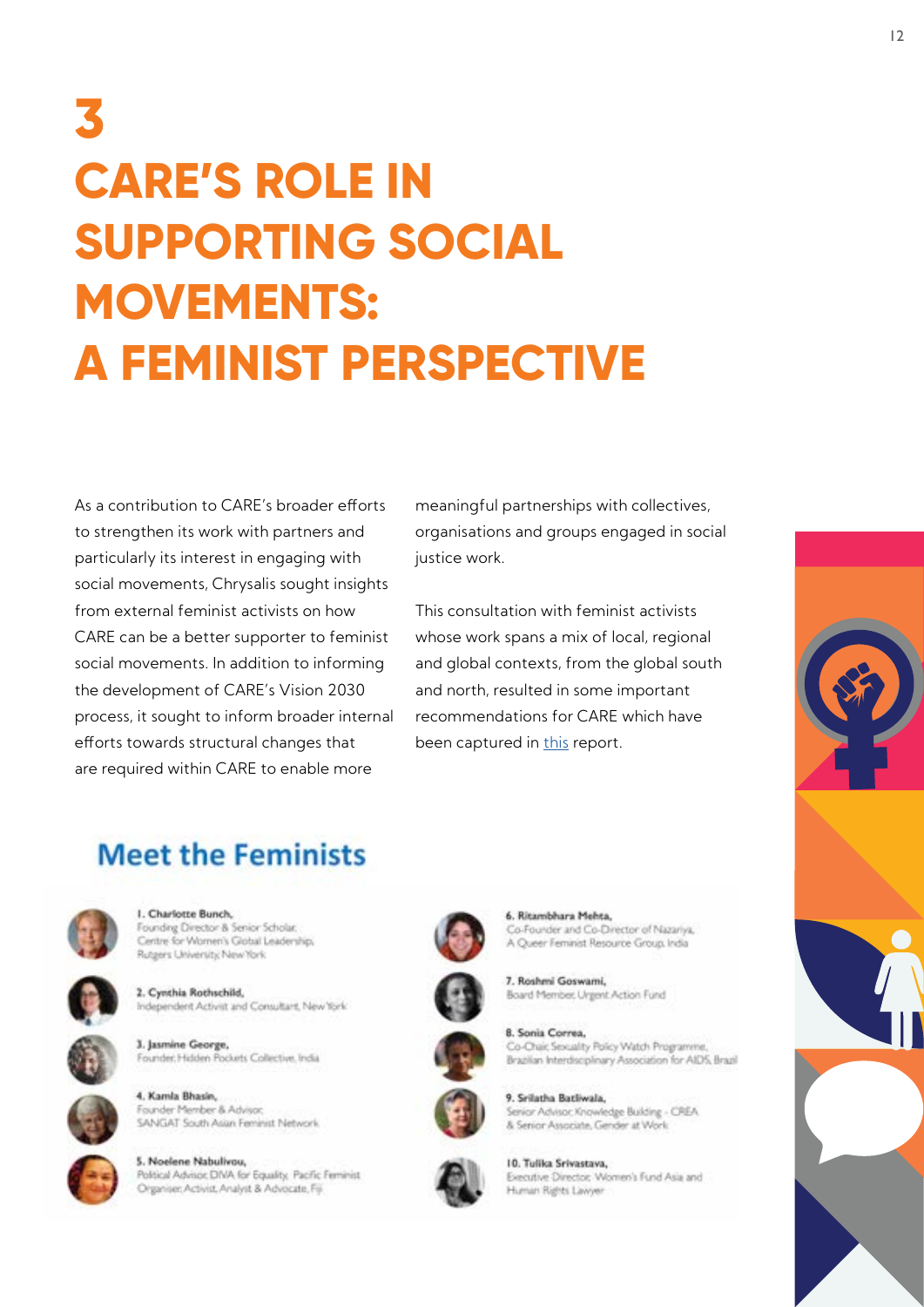# 3 CARE'S ROLE IN SUPPORTING SOCIAL MOVEMENTS: A FEMINIST PERSPECTIVE

As a contribution to CARE's broader efforts to strengthen its work with partners and particularly its interest in engaging with social movements, Chrysalis sought insights from external feminist activists on how CARE can be a better supporter to feminist social movements. In addition to informing the development of CARE's Vision 2030 process, it sought to inform broader internal efforts towards structural changes that are required within CARE to enable more meaningful partnerships with collectives, organisations and groups engaged in social justice work.

This consultation with feminist activists whose work spans a mix of local, regional and global contexts, from the global south and north, resulted in some important recommendations for CARE which have been captured in this report.

## Meet the Feminists

1. **Charlotte Bunch,** Founding Director & Senior Scholar, Centre for Women's Global Leadership, Rutgers University, New York
2. **Cynthia Rothschild,** Independent Activist and Consultant, New York
3. **Jasmine George,** Founder, Hidden Pockets Collective, India
4. **Kamla Bhasin,** Founder Member & Advisor, SANGAT South Asian Feminist Network
5. **Noelene Nabulivou,** Political Advisor, DIVA for Equality, Pacific Feminist Organiser, Activist, Analyst & Advocate, Fiji
6. **Ritambhara Mehta,** Co-Founder and Co-Director of Nazariya, A Queer Feminist Resource Group, India
7. **Roshmi Goswami,** Board Member, Urgent Action Fund
8. **Sonia Correa,** Co-Chair, Sexuality Policy Watch Programme, Brazilian Interdisciplinary Association for AIDS, Brazil
9. **Srilatha Batliwala,** Senior Advisor, Knowledge Building - CREA & Senior Associate, Gender at Work
10. **Tulika Srivastava,** Executive Director, Women's Fund Asia and Human Rights Lawyer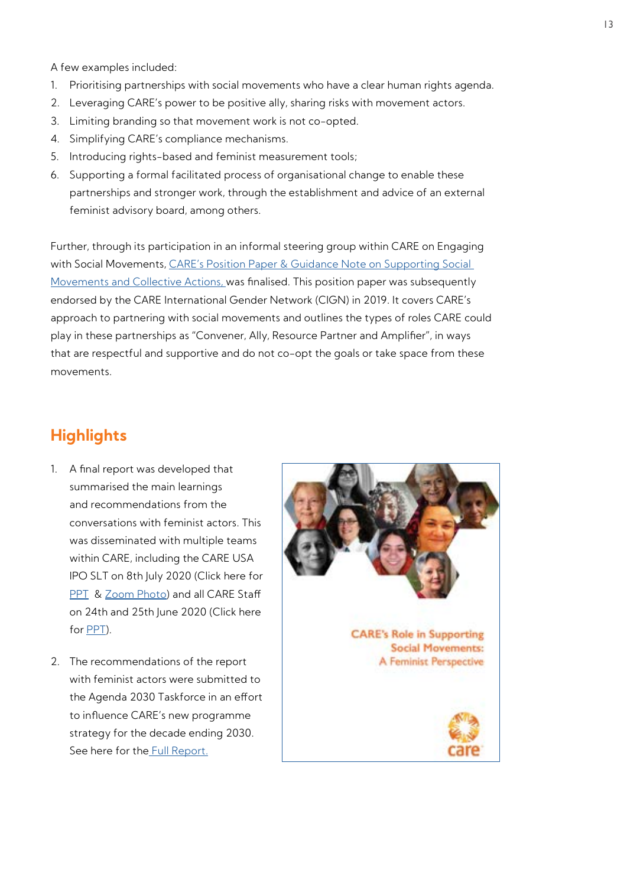A few examples included:

1. Prioritising partnerships with social movements who have a clear human rights agenda.
2. Leveraging CARE's power to be positive ally, sharing risks with movement actors.
3. Limiting branding so that movement work is not co-opted.
4. Simplifying CARE's compliance mechanisms.
5. Introducing rights-based and feminist measurement tools;
6. Supporting a formal facilitated process of organisational change to enable these partnerships and stronger work, through the establishment and advice of an external feminist advisory board, among others.

Further, through its participation in an informal steering group within CARE on Engaging with Social Movements, CARE's Position Paper & Guidance Note on Supporting Social Movements and Collective Actions, was finalised. This position paper was subsequently endorsed by the CARE International Gender Network (CIGN) in 2019. It covers CARE's approach to partnering with social movements and outlines the types of roles CARE could play in these partnerships as "Convener, Ally, Resource Partner and Amplifier", in ways that are respectful and supportive and do not co-opt the goals or take space from these movements.

## Highlights

1. A final report was developed that summarised the main learnings and recommendations from the conversations with feminist actors. This was disseminated with multiple teams within CARE, including the CARE USA IPO SLT on 8th July 2020 (Click here for PPT & Zoom Photo) and all CARE Staff on 24th and 25th June 2020 (Click here for PPT).

2. The recommendations of the report with feminist actors were submitted to the Agenda 2030 Taskforce in an effort to influence CARE's new programme strategy for the decade ending 2030. See here for the Full Report.

CARE's Role in Supporting Social Movements: A Feminist Perspective

care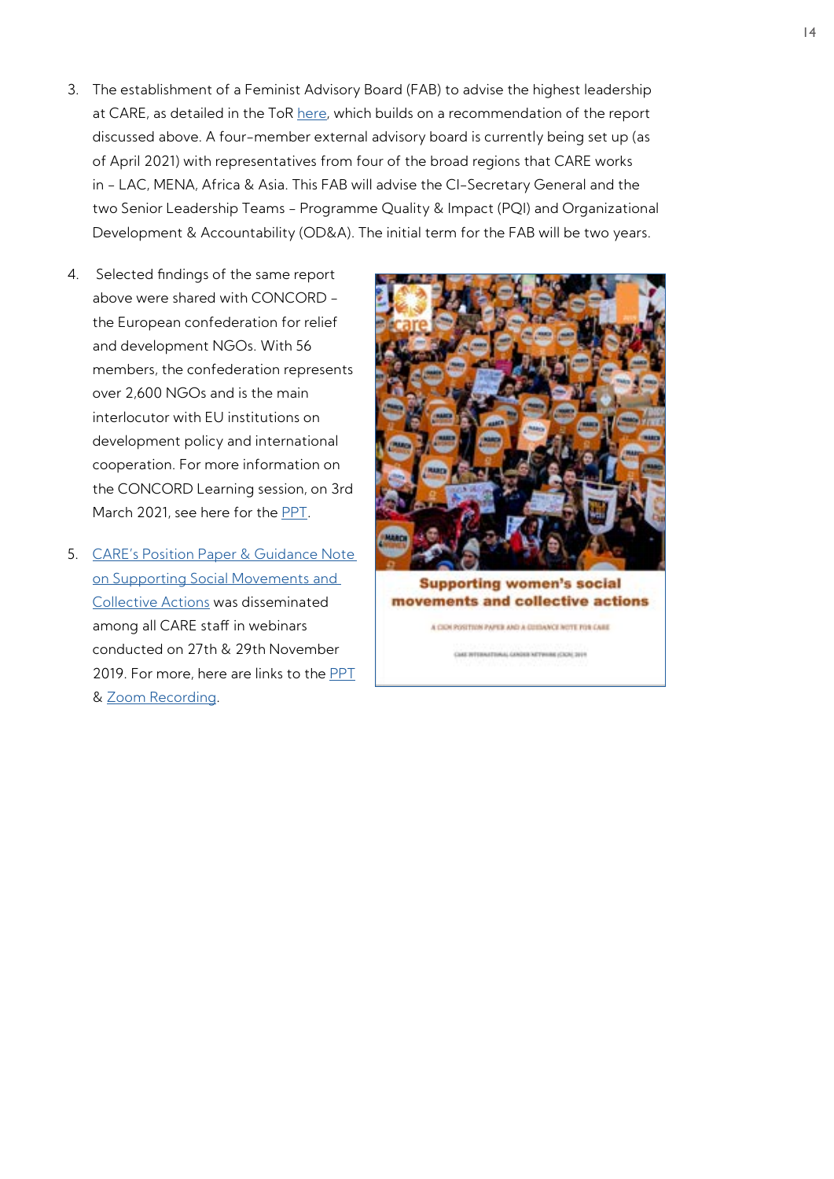3. The establishment of a Feminist Advisory Board (FAB) to advise the highest leadership at CARE, as detailed in the ToR here, which builds on a recommendation of the report discussed above. A four-member external advisory board is currently being set up (as of April 2021) with representatives from four of the broad regions that CARE works in – LAC, MENA, Africa & Asia. This FAB will advise the CI-Secretary General and the two Senior Leadership Teams – Programme Quality & Impact (PQI) and Organizational Development & Accountability (OD&A). The initial term for the FAB will be two years.

4. Selected findings of the same report above were shared with CONCORD – the European confederation for relief and development NGOs. With 56 members, the confederation represents over 2,600 NGOs and is the main interlocutor with EU institutions on development policy and international cooperation. For more information on the CONCORD Learning session, on 3rd March 2021, see here for the PPT.

5. CARE's Position Paper & Guidance Note on Supporting Social Movements and Collective Actions was disseminated among all CARE staff in webinars conducted on 27th & 29th November 2019. For more, here are links to the PPT & Zoom Recording.

**Supporting women's social movements and collective actions**

A CIGN POSITION PAPER AND A GUIDANCE NOTE FOR CARE

CARE INTERNATIONAL GENDER NETWORK (CIGN) 2019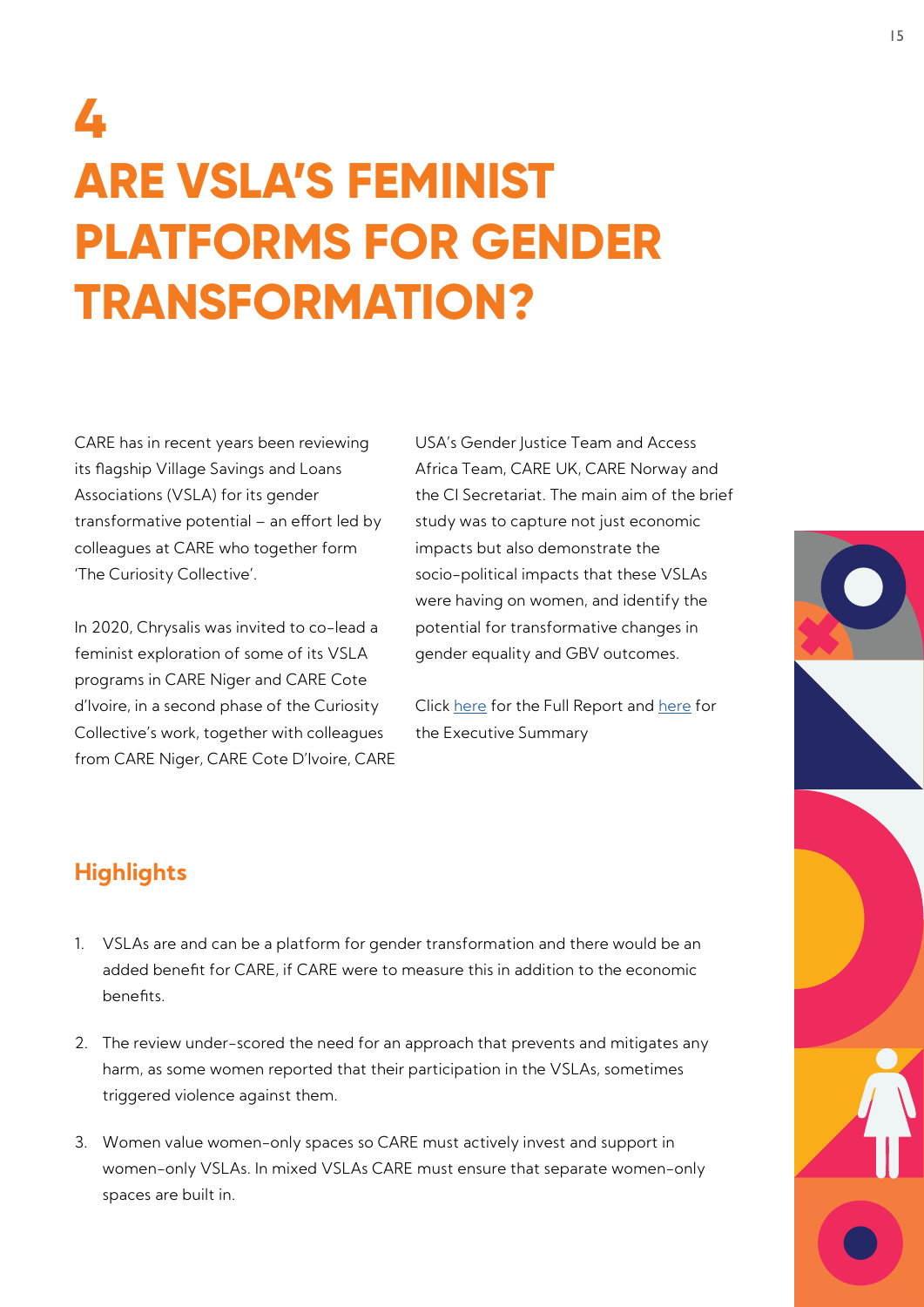# 4

# ARE VSLA'S FEMINIST PLATFORMS FOR GENDER TRANSFORMATION?

CARE has in recent years been reviewing its flagship Village Savings and Loans Associations (VSLA) for its gender transformative potential – an effort led by colleagues at CARE who together form 'The Curiosity Collective'.

In 2020, Chrysalis was invited to co-lead a feminist exploration of some of its VSLA programs in CARE Niger and CARE Cote d'Ivoire, in a second phase of the Curiosity Collective's work, together with colleagues from CARE Niger, CARE Cote D'Ivoire, CARE USA's Gender Justice Team and Access Africa Team, CARE UK, CARE Norway and the CI Secretariat. The main aim of the brief study was to capture not just economic impacts but also demonstrate the socio-political impacts that these VSLAs were having on women, and identify the potential for transformative changes in gender equality and GBV outcomes.

Click here for the Full Report and here for the Executive Summary

## Highlights

1. VSLAs are and can be a platform for gender transformation and there would be an added benefit for CARE, if CARE were to measure this in addition to the economic benefits.

2. The review under-scored the need for an approach that prevents and mitigates any harm, as some women reported that their participation in the VSLAs, sometimes triggered violence against them.

3. Women value women-only spaces so CARE must actively invest and support in women-only VSLAs. In mixed VSLAs CARE must ensure that separate women-only spaces are built in.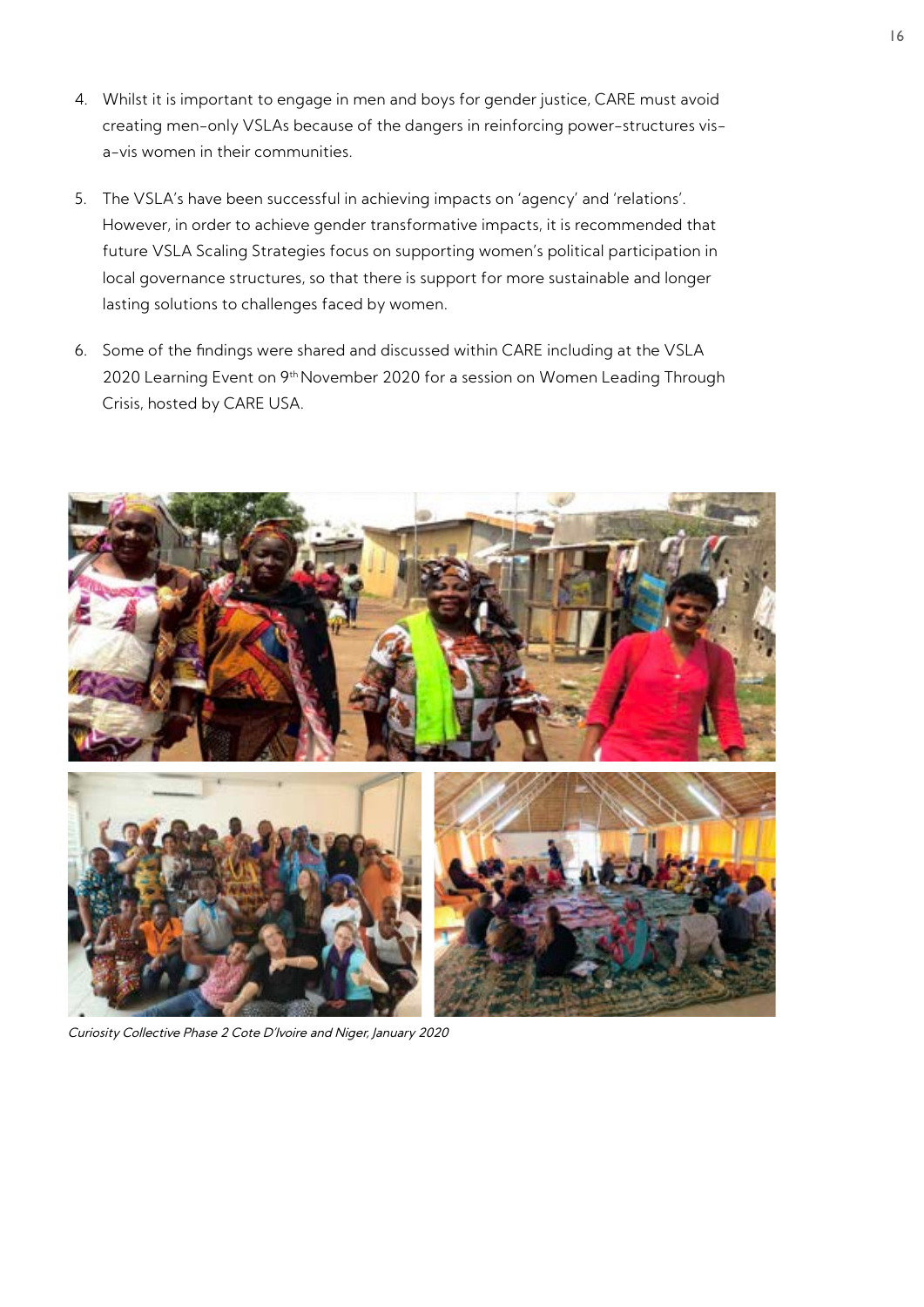4. Whilst it is important to engage in men and boys for gender justice, CARE must avoid creating men-only VSLAs because of the dangers in reinforcing power-structures vis-a-vis women in their communities.

5. The VSLA's have been successful in achieving impacts on 'agency' and 'relations'. However, in order to achieve gender transformative impacts, it is recommended that future VSLA Scaling Strategies focus on supporting women's political participation in local governance structures, so that there is support for more sustainable and longer lasting solutions to challenges faced by women.

6. Some of the findings were shared and discussed within CARE including at the VSLA 2020 Learning Event on 9th November 2020 for a session on Women Leading Through Crisis, hosted by CARE USA.

*Curiosity Collective Phase 2 Cote D'Ivoire and Niger, January 2020*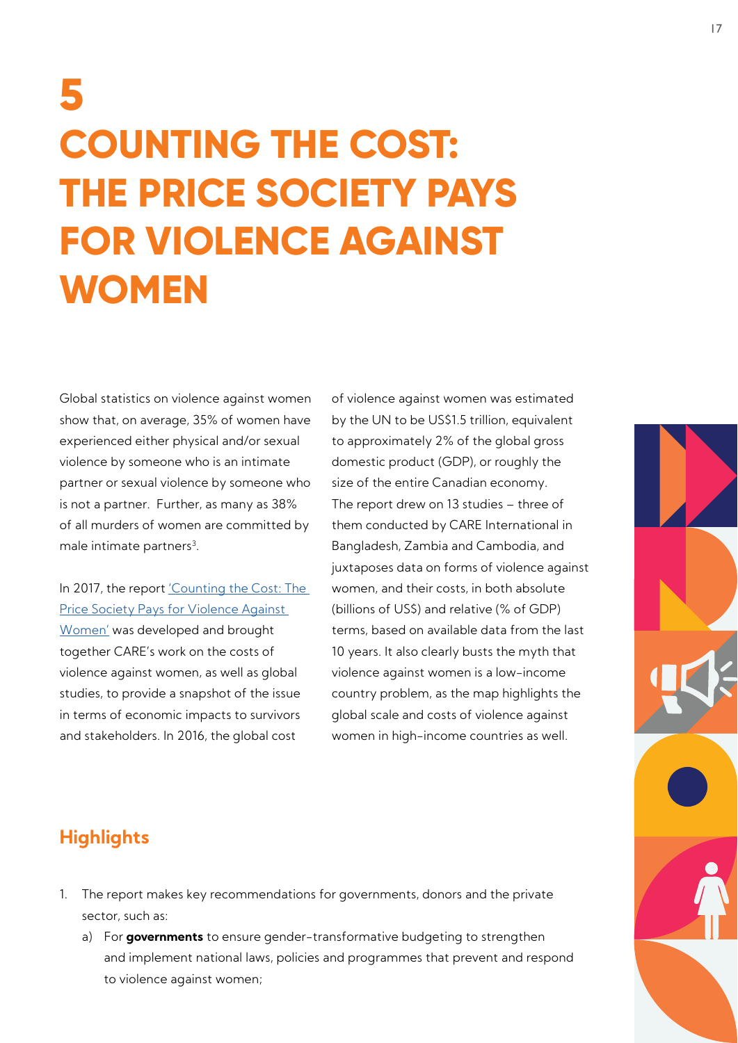# 5 COUNTING THE COST: THE PRICE SOCIETY PAYS FOR VIOLENCE AGAINST WOMEN

Global statistics on violence against women show that, on average, 35% of women have experienced either physical and/or sexual violence by someone who is an intimate partner or sexual violence by someone who is not a partner. Further, as many as 38% of all murders of women are committed by male intimate partners[3].

In 2017, the report 'Counting the Cost: The Price Society Pays for Violence Against Women' was developed and brought together CARE's work on the costs of violence against women, as well as global studies, to provide a snapshot of the issue in terms of economic impacts to survivors and stakeholders. In 2016, the global cost of violence against women was estimated by the UN to be US$1.5 trillion, equivalent to approximately 2% of the global gross domestic product (GDP), or roughly the size of the entire Canadian economy. The report drew on 13 studies – three of them conducted by CARE International in Bangladesh, Zambia and Cambodia, and juxtaposes data on forms of violence against women, and their costs, in both absolute (billions of US$) and relative (% of GDP) terms, based on available data from the last 10 years. It also clearly busts the myth that violence against women is a low-income country problem, as the map highlights the global scale and costs of violence against women in high-income countries as well.

## Highlights

1. The report makes key recommendations for governments, donors and the private sector, such as:
   a) For **governments** to ensure gender-transformative budgeting to strengthen and implement national laws, policies and programmes that prevent and respond to violence against women;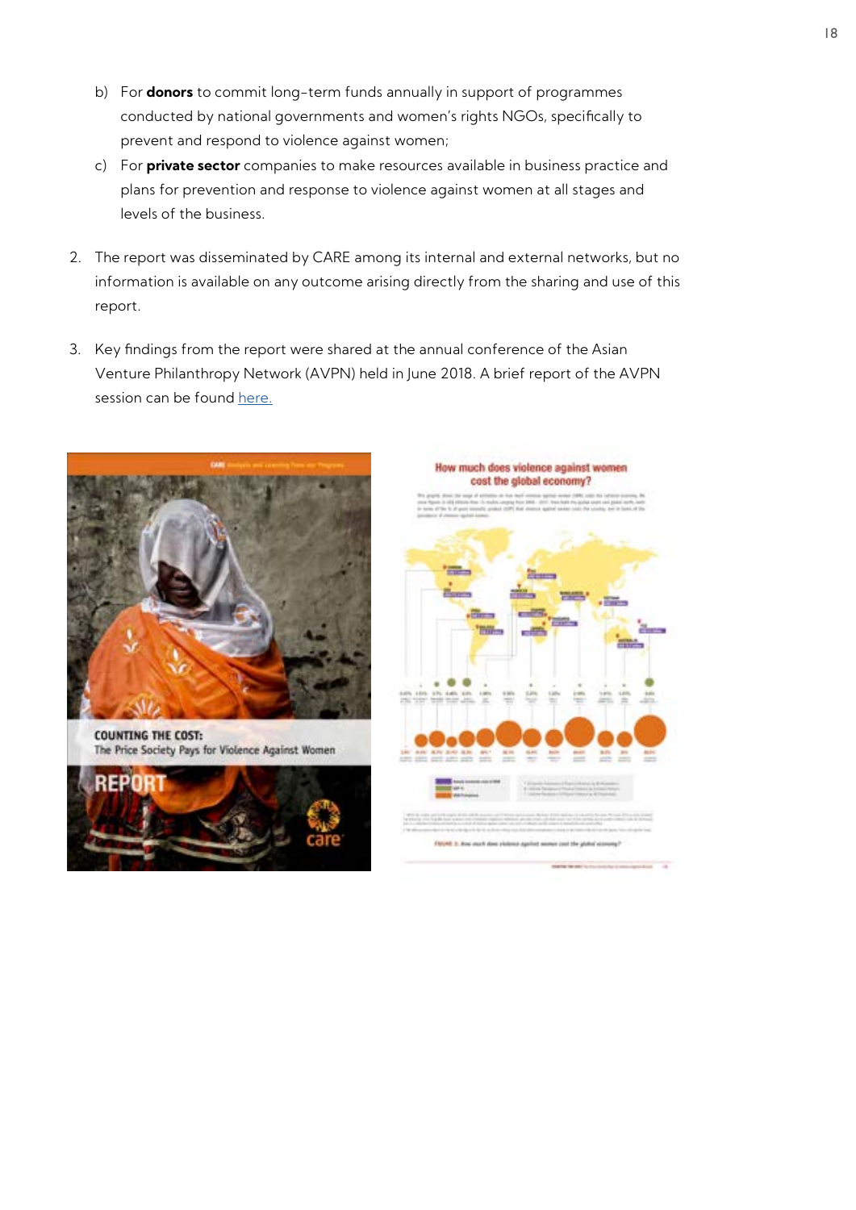b) For **donors** to commit long-term funds annually in support of programmes conducted by national governments and women's rights NGOs, specifically to prevent and respond to violence against women;

c) For **private sector** companies to make resources available in business practice and plans for prevention and response to violence against women at all stages and levels of the business.

2. The report was disseminated by CARE among its internal and external networks, but no information is available on any outcome arising directly from the sharing and use of this report.

3. Key findings from the report were shared at the annual conference of the Asian Venture Philanthropy Network (AVPN) held in June 2018. A brief report of the AVPN session can be found here.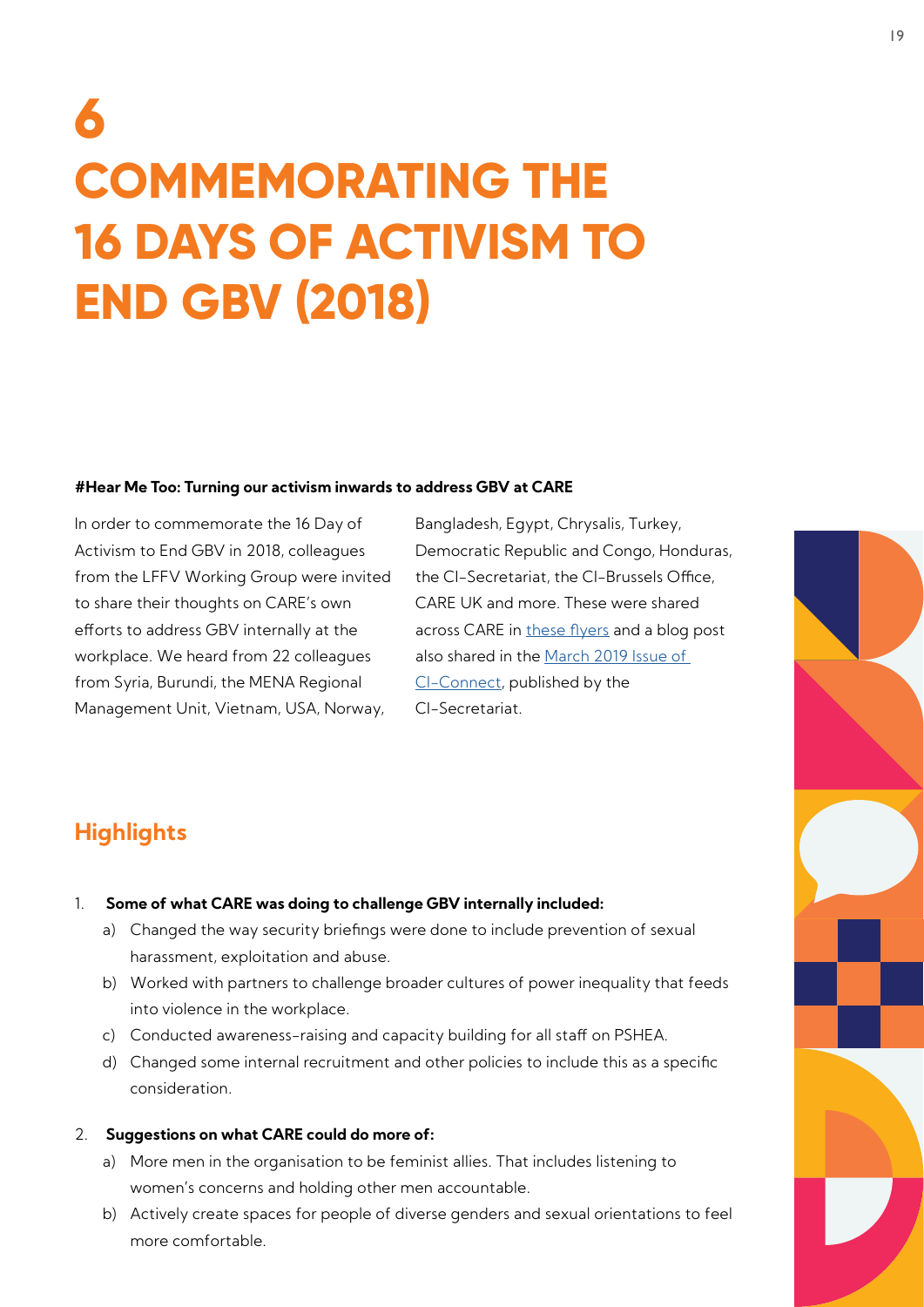# 6 COMMEMORATING THE 16 DAYS OF ACTIVISM TO END GBV (2018)

**#Hear Me Too: Turning our activism inwards to address GBV at CARE**

In order to commemorate the 16 Day of Activism to End GBV in 2018, colleagues from the LFFV Working Group were invited to share their thoughts on CARE's own efforts to address GBV internally at the workplace. We heard from 22 colleagues from Syria, Burundi, the MENA Regional Management Unit, Vietnam, USA, Norway, Bangladesh, Egypt, Chrysalis, Turkey, Democratic Republic and Congo, Honduras, the CI-Secretariat, the CI-Brussels Office, CARE UK and more. These were shared across CARE in these flyers and a blog post also shared in the March 2019 Issue of CI-Connect, published by the CI-Secretariat.

## Highlights

1. **Some of what CARE was doing to challenge GBV internally included:**
   a) Changed the way security briefings were done to include prevention of sexual harassment, exploitation and abuse.
   b) Worked with partners to challenge broader cultures of power inequality that feeds into violence in the workplace.
   c) Conducted awareness-raising and capacity building for all staff on PSHEA.
   d) Changed some internal recruitment and other policies to include this as a specific consideration.

2. **Suggestions on what CARE could do more of:**
   a) More men in the organisation to be feminist allies. That includes listening to women's concerns and holding other men accountable.
   b) Actively create spaces for people of diverse genders and sexual orientations to feel more comfortable.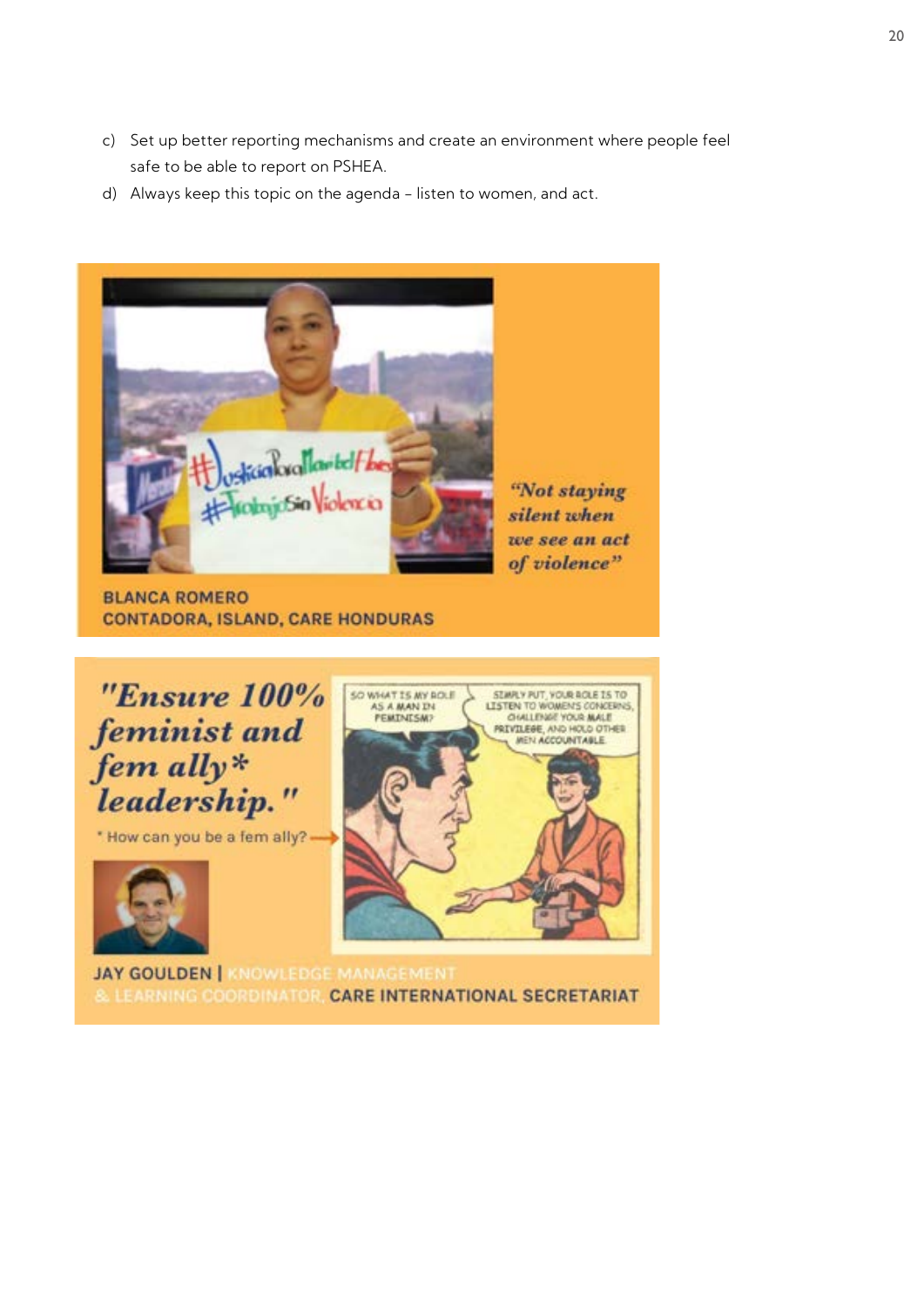c) Set up better reporting mechanisms and create an environment where people feel safe to be able to report on PSHEA.

d) Always keep this topic on the agenda – listen to women, and act.

*"Not staying silent when we see an act of violence"*

BLANCA ROMERO
CONTADORA, ISLAND, CARE HONDURAS

*"Ensure 100% feminist and fem ally* leadership."*

* How can you be a fem ally?

SO WHAT IS MY ROLE AS A MAN IN FEMINISM?

SIMPLY PUT, YOUR ROLE IS TO LISTEN TO WOMEN'S CONCERNS, CHALLENGE YOUR MALE PRIVILEGE, AND HOLD OTHER MEN ACCOUNTABLE.

JAY GOULDEN | KNOWLEDGE MANAGEMENT & LEARNING COORDINATOR, CARE INTERNATIONAL SECRETARIAT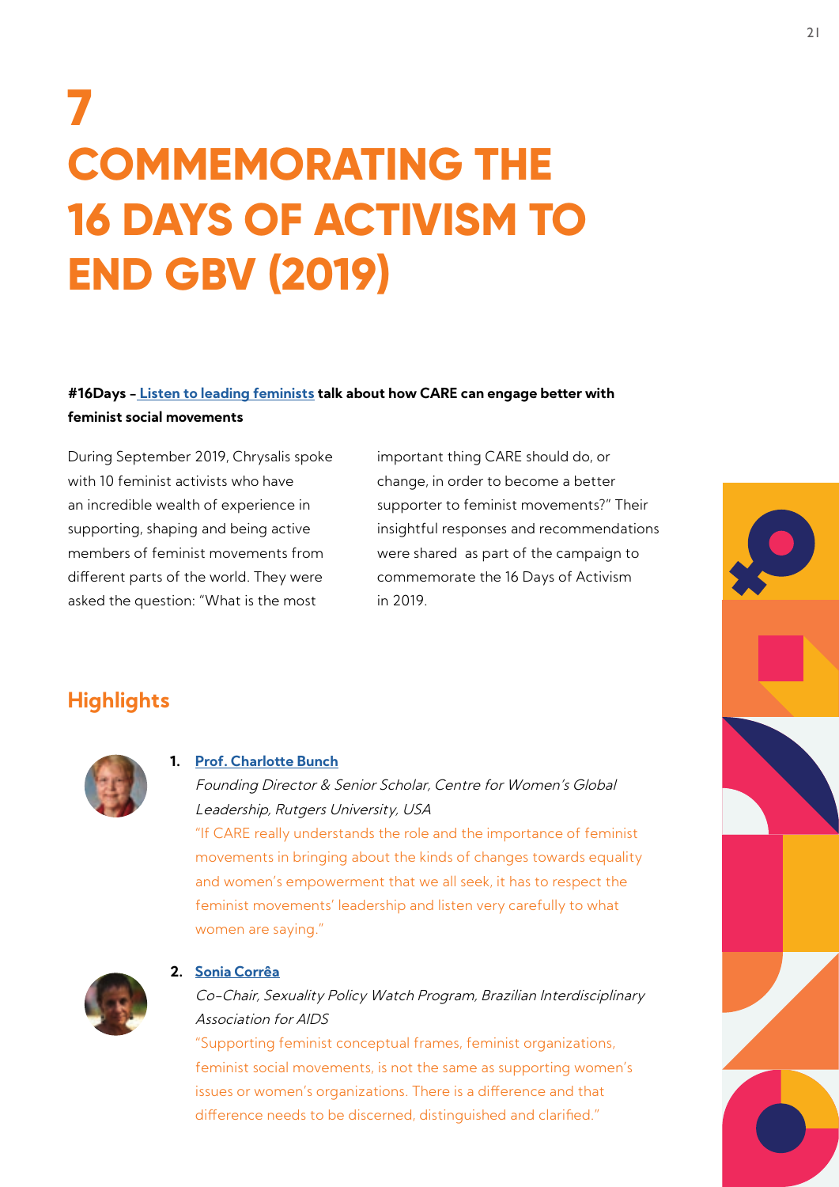# 7
# COMMEMORATING THE 16 DAYS OF ACTIVISM TO END GBV (2019)

**#16Days – Listen to leading feminists talk about how CARE can engage better with feminist social movements**

During September 2019, Chrysalis spoke with 10 feminist activists who have an incredible wealth of experience in supporting, shaping and being active members of feminist movements from different parts of the world. They were asked the question: "What is the most important thing CARE should do, or change, in order to become a better supporter to feminist movements?" Their insightful responses and recommendations were shared as part of the campaign to commemorate the 16 Days of Activism in 2019.

## Highlights

1. **Prof. Charlotte Bunch**
   *Founding Director & Senior Scholar, Centre for Women's Global Leadership, Rutgers University, USA*
   "If CARE really understands the role and the importance of feminist movements in bringing about the kinds of changes towards equality and women's empowerment that we all seek, it has to respect the feminist movements' leadership and listen very carefully to what women are saying."

2. **Sonia Corrêa**
   *Co-Chair, Sexuality Policy Watch Program, Brazilian Interdisciplinary Association for AIDS*
   "Supporting feminist conceptual frames, feminist organizations, feminist social movements, is not the same as supporting women's issues or women's organizations. There is a difference and that difference needs to be discerned, distinguished and clarified."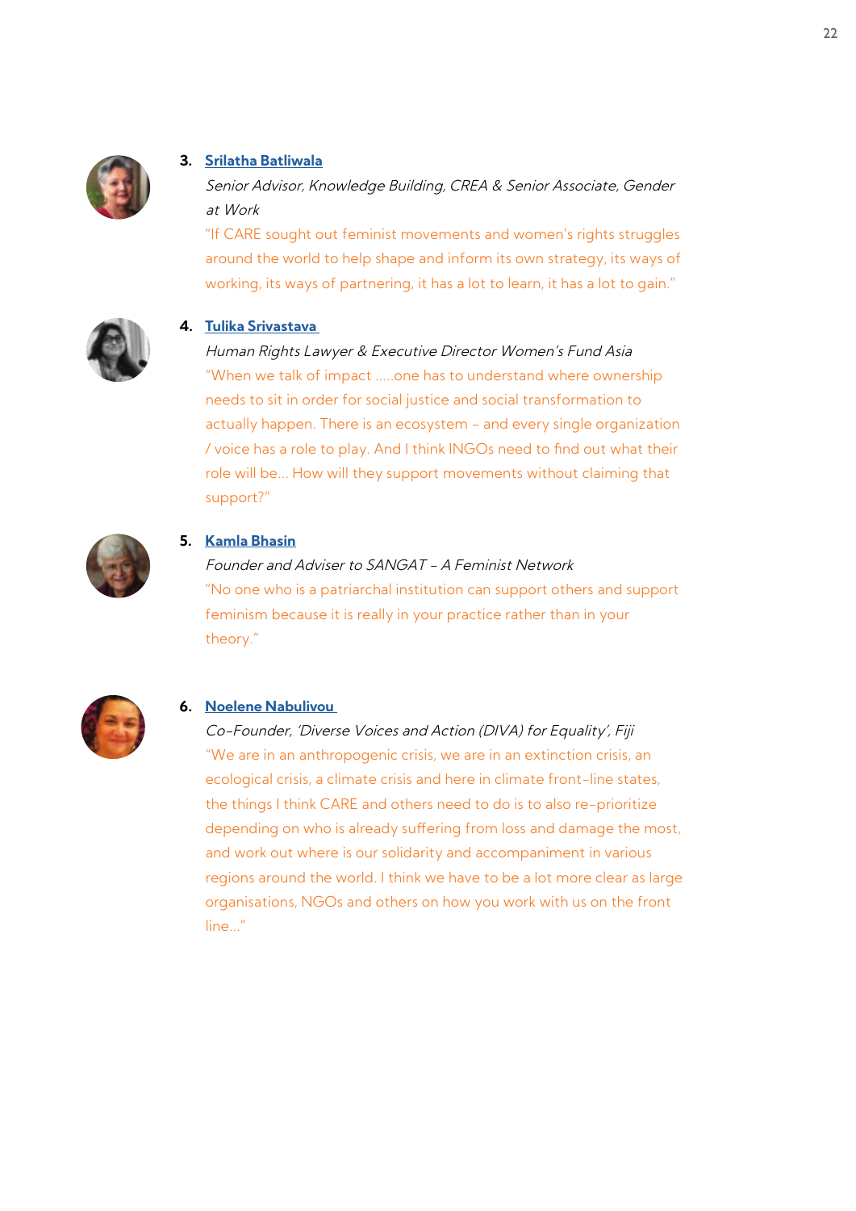3. **Srilatha Batliwala**

   *Senior Advisor, Knowledge Building, CREA & Senior Associate, Gender at Work*

   "If CARE sought out feminist movements and women's rights struggles around the world to help shape and inform its own strategy, its ways of working, its ways of partnering, it has a lot to learn, it has a lot to gain."

4. **Tulika Srivastava**

   *Human Rights Lawyer & Executive Director Women's Fund Asia*

   "When we talk of impact .....one has to understand where ownership needs to sit in order for social justice and social transformation to actually happen. There is an ecosystem – and every single organization / voice has a role to play. And I think INGOs need to find out what their role will be… How will they support movements without claiming that support?"

5. **Kamla Bhasin**

   *Founder and Adviser to SANGAT – A Feminist Network*

   "No one who is a patriarchal institution can support others and support feminism because it is really in your practice rather than in your theory."

6. **Noelene Nabulivou**

   *Co-Founder, 'Diverse Voices and Action (DIVA) for Equality', Fiji*

   "We are in an anthropogenic crisis, we are in an extinction crisis, an ecological crisis, a climate crisis and here in climate front-line states, the things I think CARE and others need to do is to also re-prioritize depending on who is already suffering from loss and damage the most, and work out where is our solidarity and accompaniment in various regions around the world. I think we have to be a lot more clear as large organisations, NGOs and others on how you work with us on the front line…"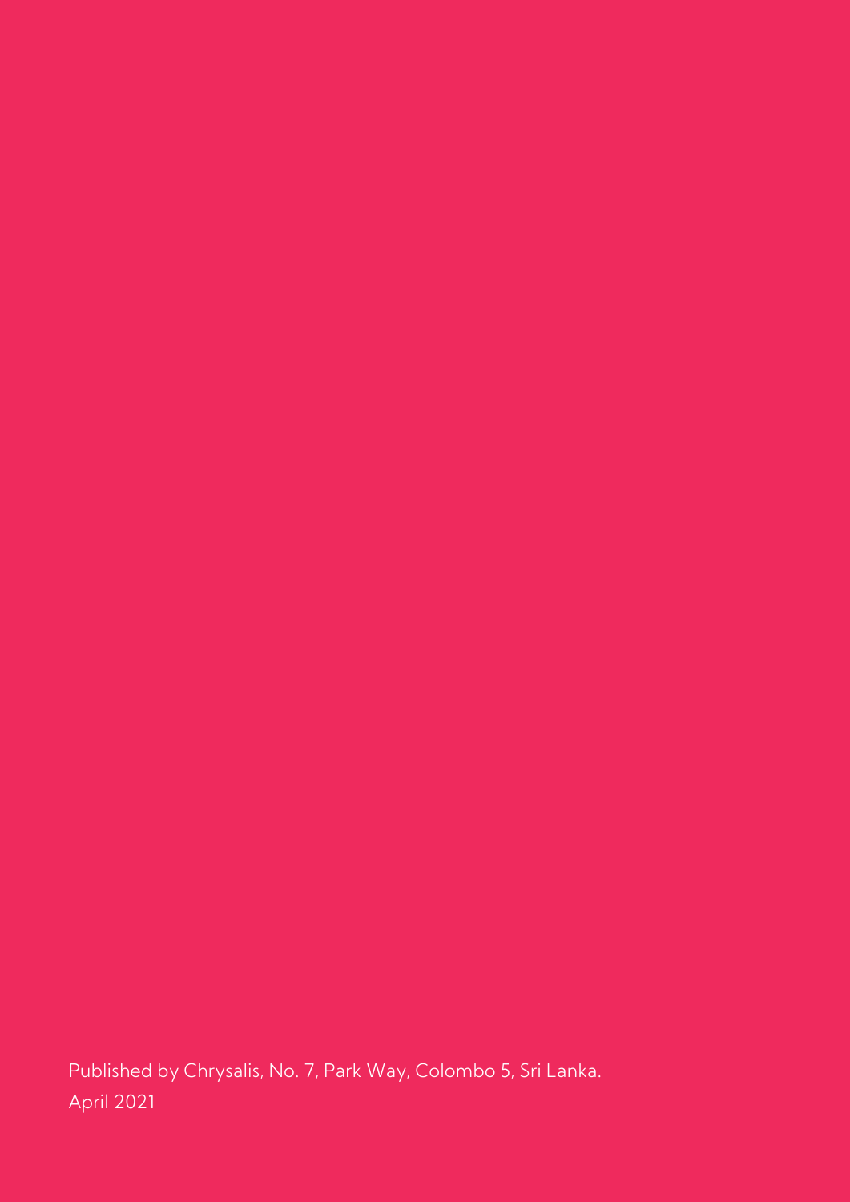Published by Chrysalis, No. 7, Park Way, Colombo 5, Sri Lanka.
April 2021